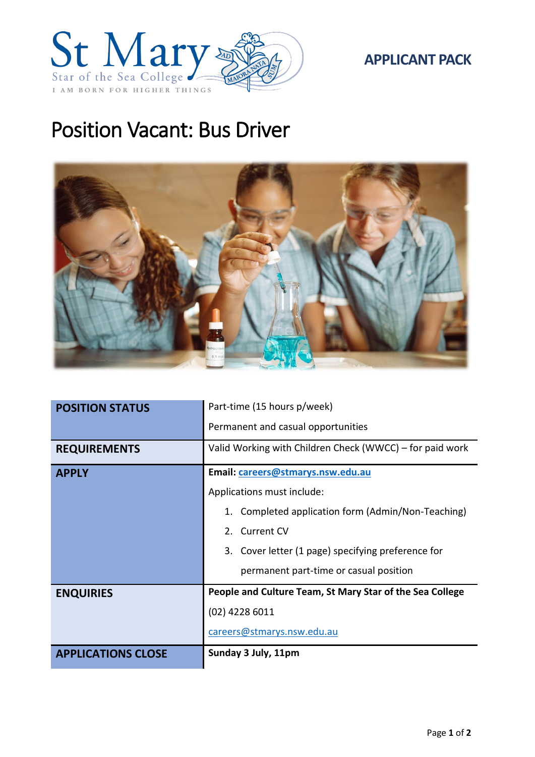# APPLICANT PACK

# Position Vacant: Bus Driver

| | |
|---|---|
| **POSITION STATUS** | Part-time (15 hours p/week)<br>Permanent and casual opportunities |
| **REQUIREMENTS** | Valid Working with Children Check (WWCC) – for paid work |
| **APPLY** | **Email: careers@stmarys.nsw.edu.au**<br>Applications must include:<br>1. Completed application form (Admin/Non-Teaching)<br>2. Current CV<br>3. Cover letter (1 page) specifying preference for permanent part-time or casual position |
| **ENQUIRIES** | **People and Culture Team, St Mary Star of the Sea College**<br>(02) 4228 6011<br>careers@stmarys.nsw.edu.au |
| **APPLICATIONS CLOSE** | **Sunday 3 July, 11pm** |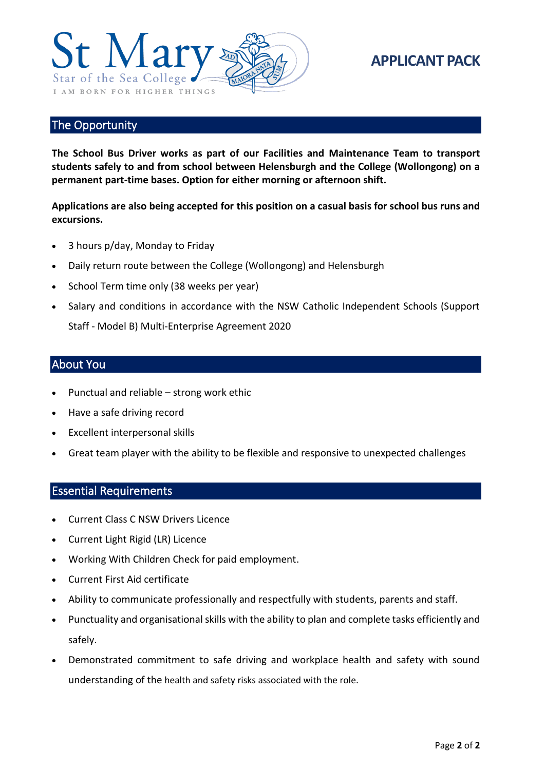St Mary Star of the Sea College

I AM BORN FOR HIGHER THINGS

# APPLICANT PACK

## The Opportunity

**The School Bus Driver works as part of our Facilities and Maintenance Team to transport students safely to and from school between Helensburgh and the College (Wollongong) on a permanent part-time bases. Option for either morning or afternoon shift.**

**Applications are also being accepted for this position on a casual basis for school bus runs and excursions.**

- 3 hours p/day, Monday to Friday
- Daily return route between the College (Wollongong) and Helensburgh
- School Term time only (38 weeks per year)
- Salary and conditions in accordance with the NSW Catholic Independent Schools (Support Staff - Model B) Multi-Enterprise Agreement 2020

## About You

- Punctual and reliable – strong work ethic
- Have a safe driving record
- Excellent interpersonal skills
- Great team player with the ability to be flexible and responsive to unexpected challenges

## Essential Requirements

- Current Class C NSW Drivers Licence
- Current Light Rigid (LR) Licence
- Working With Children Check for paid employment.
- Current First Aid certificate
- Ability to communicate professionally and respectfully with students, parents and staff.
- Punctuality and organisational skills with the ability to plan and complete tasks efficiently and safely.
- Demonstrated commitment to safe driving and workplace health and safety with sound understanding of the health and safety risks associated with the role.